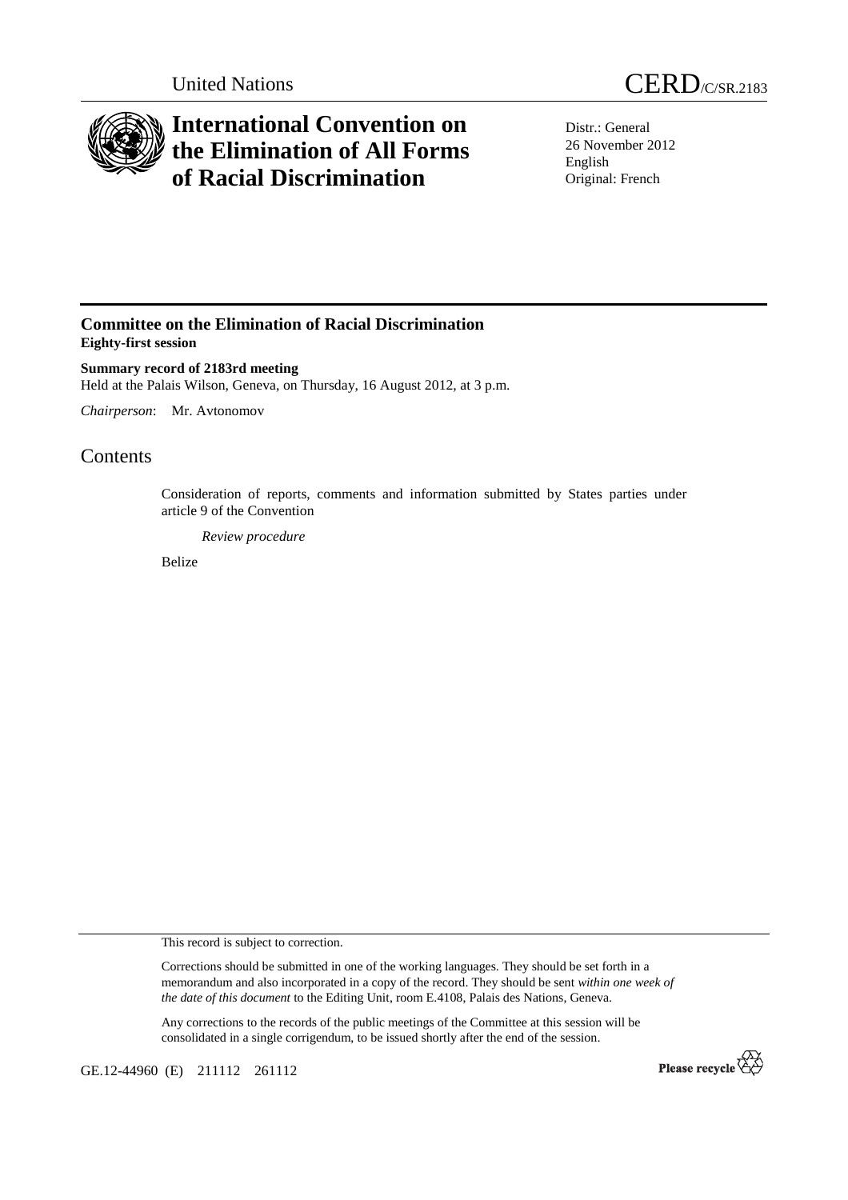United Nations

CERD/C/SR.2183

# International Convention on the Elimination of All Forms of Racial Discrimination

Distr.: General
26 November 2012
English
Original: French

## Committee on the Elimination of Racial Discrimination

**Eighty-first session**

**Summary record of 2183rd meeting**

Held at the Palais Wilson, Geneva, on Thursday, 16 August 2012, at 3 p.m.

*Chairperson*: Mr. Avtonomov

# Contents

Consideration of reports, comments and information submitted by States parties under article 9 of the Convention

*Review procedure*

Belize

This record is subject to correction.

Corrections should be submitted in one of the working languages. They should be set forth in a memorandum and also incorporated in a copy of the record. They should be sent *within one week of the date of this document* to the Editing Unit, room E.4108, Palais des Nations, Geneva.

Any corrections to the records of the public meetings of the Committee at this session will be consolidated in a single corrigendum, to be issued shortly after the end of the session.

GE.12-44960 (E) 211112 261112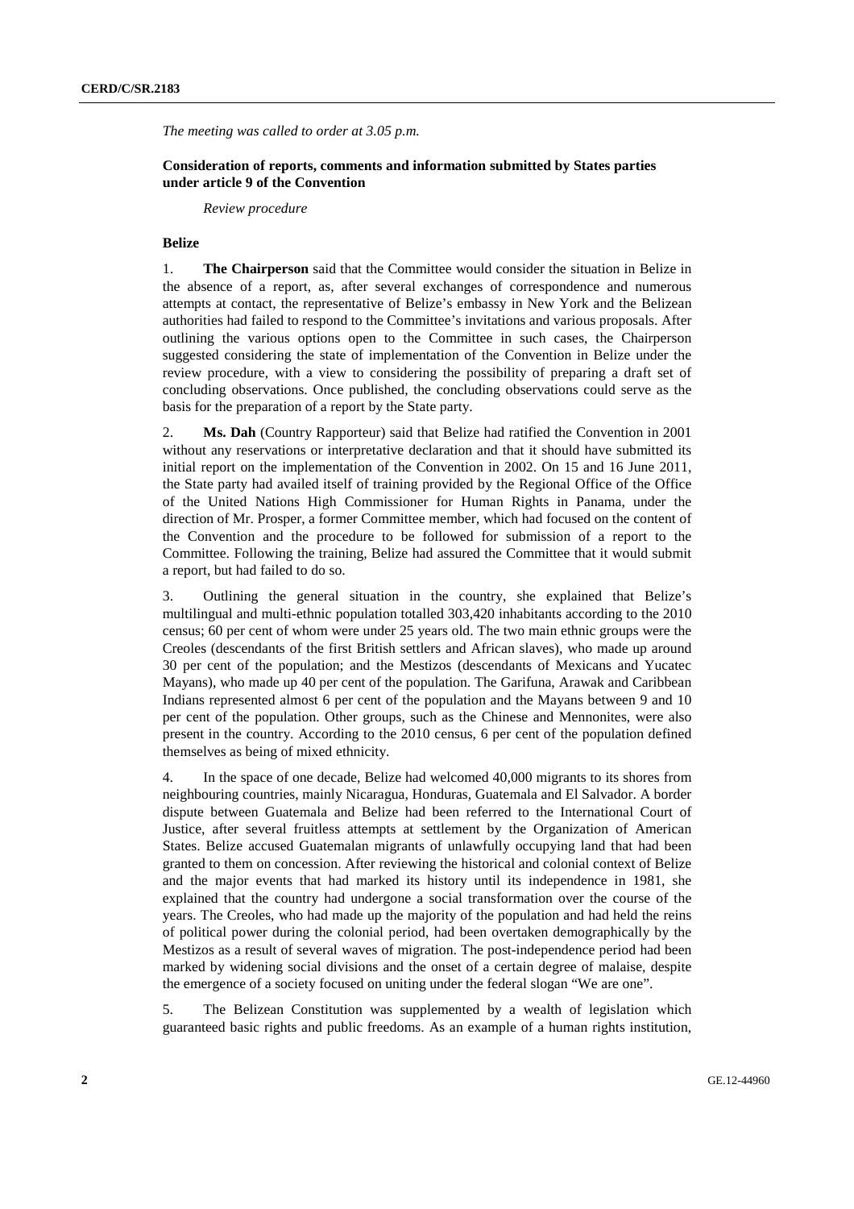*The meeting was called to order at 3.05 p.m.*

**Consideration of reports, comments and information submitted by States parties under article 9 of the Convention**

*Review procedure*

**Belize**

1. **The Chairperson** said that the Committee would consider the situation in Belize in the absence of a report, as, after several exchanges of correspondence and numerous attempts at contact, the representative of Belize's embassy in New York and the Belizean authorities had failed to respond to the Committee's invitations and various proposals. After outlining the various options open to the Committee in such cases, the Chairperson suggested considering the state of implementation of the Convention in Belize under the review procedure, with a view to considering the possibility of preparing a draft set of concluding observations. Once published, the concluding observations could serve as the basis for the preparation of a report by the State party.

2. **Ms. Dah** (Country Rapporteur) said that Belize had ratified the Convention in 2001 without any reservations or interpretative declaration and that it should have submitted its initial report on the implementation of the Convention in 2002. On 15 and 16 June 2011, the State party had availed itself of training provided by the Regional Office of the Office of the United Nations High Commissioner for Human Rights in Panama, under the direction of Mr. Prosper, a former Committee member, which had focused on the content of the Convention and the procedure to be followed for submission of a report to the Committee. Following the training, Belize had assured the Committee that it would submit a report, but had failed to do so.

3. Outlining the general situation in the country, she explained that Belize's multilingual and multi-ethnic population totalled 303,420 inhabitants according to the 2010 census; 60 per cent of whom were under 25 years old. The two main ethnic groups were the Creoles (descendants of the first British settlers and African slaves), who made up around 30 per cent of the population; and the Mestizos (descendants of Mexicans and Yucatec Mayans), who made up 40 per cent of the population. The Garifuna, Arawak and Caribbean Indians represented almost 6 per cent of the population and the Mayans between 9 and 10 per cent of the population. Other groups, such as the Chinese and Mennonites, were also present in the country. According to the 2010 census, 6 per cent of the population defined themselves as being of mixed ethnicity.

4. In the space of one decade, Belize had welcomed 40,000 migrants to its shores from neighbouring countries, mainly Nicaragua, Honduras, Guatemala and El Salvador. A border dispute between Guatemala and Belize had been referred to the International Court of Justice, after several fruitless attempts at settlement by the Organization of American States. Belize accused Guatemalan migrants of unlawfully occupying land that had been granted to them on concession. After reviewing the historical and colonial context of Belize and the major events that had marked its history until its independence in 1981, she explained that the country had undergone a social transformation over the course of the years. The Creoles, who had made up the majority of the population and had held the reins of political power during the colonial period, had been overtaken demographically by the Mestizos as a result of several waves of migration. The post-independence period had been marked by widening social divisions and the onset of a certain degree of malaise, despite the emergence of a society focused on uniting under the federal slogan "We are one".

5. The Belizean Constitution was supplemented by a wealth of legislation which guaranteed basic rights and public freedoms. As an example of a human rights institution,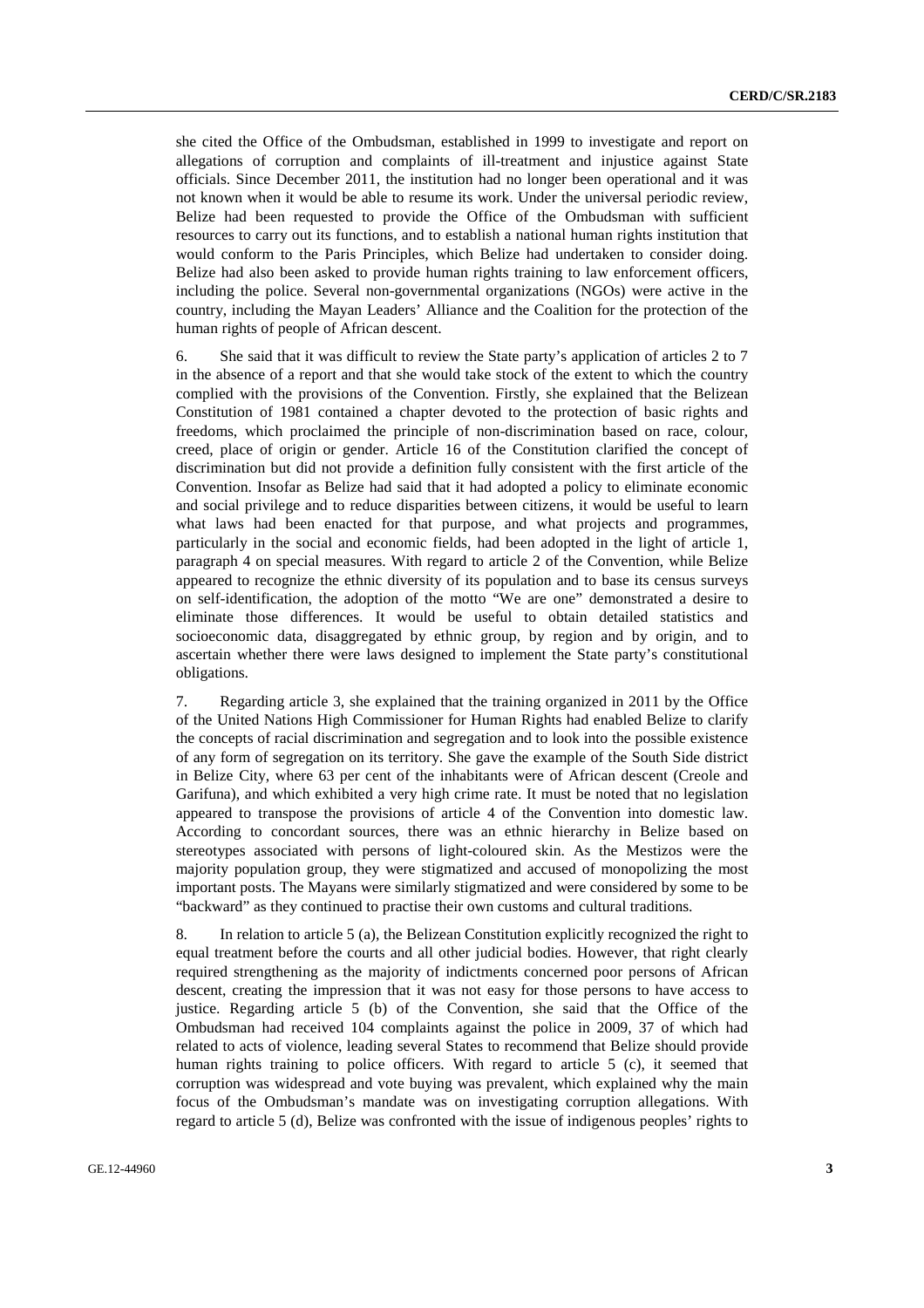she cited the Office of the Ombudsman, established in 1999 to investigate and report on allegations of corruption and complaints of ill-treatment and injustice against State officials. Since December 2011, the institution had no longer been operational and it was not known when it would be able to resume its work. Under the universal periodic review, Belize had been requested to provide the Office of the Ombudsman with sufficient resources to carry out its functions, and to establish a national human rights institution that would conform to the Paris Principles, which Belize had undertaken to consider doing. Belize had also been asked to provide human rights training to law enforcement officers, including the police. Several non-governmental organizations (NGOs) were active in the country, including the Mayan Leaders' Alliance and the Coalition for the protection of the human rights of people of African descent.

6. She said that it was difficult to review the State party's application of articles 2 to 7 in the absence of a report and that she would take stock of the extent to which the country complied with the provisions of the Convention. Firstly, she explained that the Belizean Constitution of 1981 contained a chapter devoted to the protection of basic rights and freedoms, which proclaimed the principle of non-discrimination based on race, colour, creed, place of origin or gender. Article 16 of the Constitution clarified the concept of discrimination but did not provide a definition fully consistent with the first article of the Convention. Insofar as Belize had said that it had adopted a policy to eliminate economic and social privilege and to reduce disparities between citizens, it would be useful to learn what laws had been enacted for that purpose, and what projects and programmes, particularly in the social and economic fields, had been adopted in the light of article 1, paragraph 4 on special measures. With regard to article 2 of the Convention, while Belize appeared to recognize the ethnic diversity of its population and to base its census surveys on self-identification, the adoption of the motto "We are one" demonstrated a desire to eliminate those differences. It would be useful to obtain detailed statistics and socioeconomic data, disaggregated by ethnic group, by region and by origin, and to ascertain whether there were laws designed to implement the State party's constitutional obligations.

7. Regarding article 3, she explained that the training organized in 2011 by the Office of the United Nations High Commissioner for Human Rights had enabled Belize to clarify the concepts of racial discrimination and segregation and to look into the possible existence of any form of segregation on its territory. She gave the example of the South Side district in Belize City, where 63 per cent of the inhabitants were of African descent (Creole and Garifuna), and which exhibited a very high crime rate. It must be noted that no legislation appeared to transpose the provisions of article 4 of the Convention into domestic law. According to concordant sources, there was an ethnic hierarchy in Belize based on stereotypes associated with persons of light-coloured skin. As the Mestizos were the majority population group, they were stigmatized and accused of monopolizing the most important posts. The Mayans were similarly stigmatized and were considered by some to be "backward" as they continued to practise their own customs and cultural traditions.

8. In relation to article 5 (a), the Belizean Constitution explicitly recognized the right to equal treatment before the courts and all other judicial bodies. However, that right clearly required strengthening as the majority of indictments concerned poor persons of African descent, creating the impression that it was not easy for those persons to have access to justice. Regarding article 5 (b) of the Convention, she said that the Office of the Ombudsman had received 104 complaints against the police in 2009, 37 of which had related to acts of violence, leading several States to recommend that Belize should provide human rights training to police officers. With regard to article 5 (c), it seemed that corruption was widespread and vote buying was prevalent, which explained why the main focus of the Ombudsman's mandate was on investigating corruption allegations. With regard to article 5 (d), Belize was confronted with the issue of indigenous peoples' rights to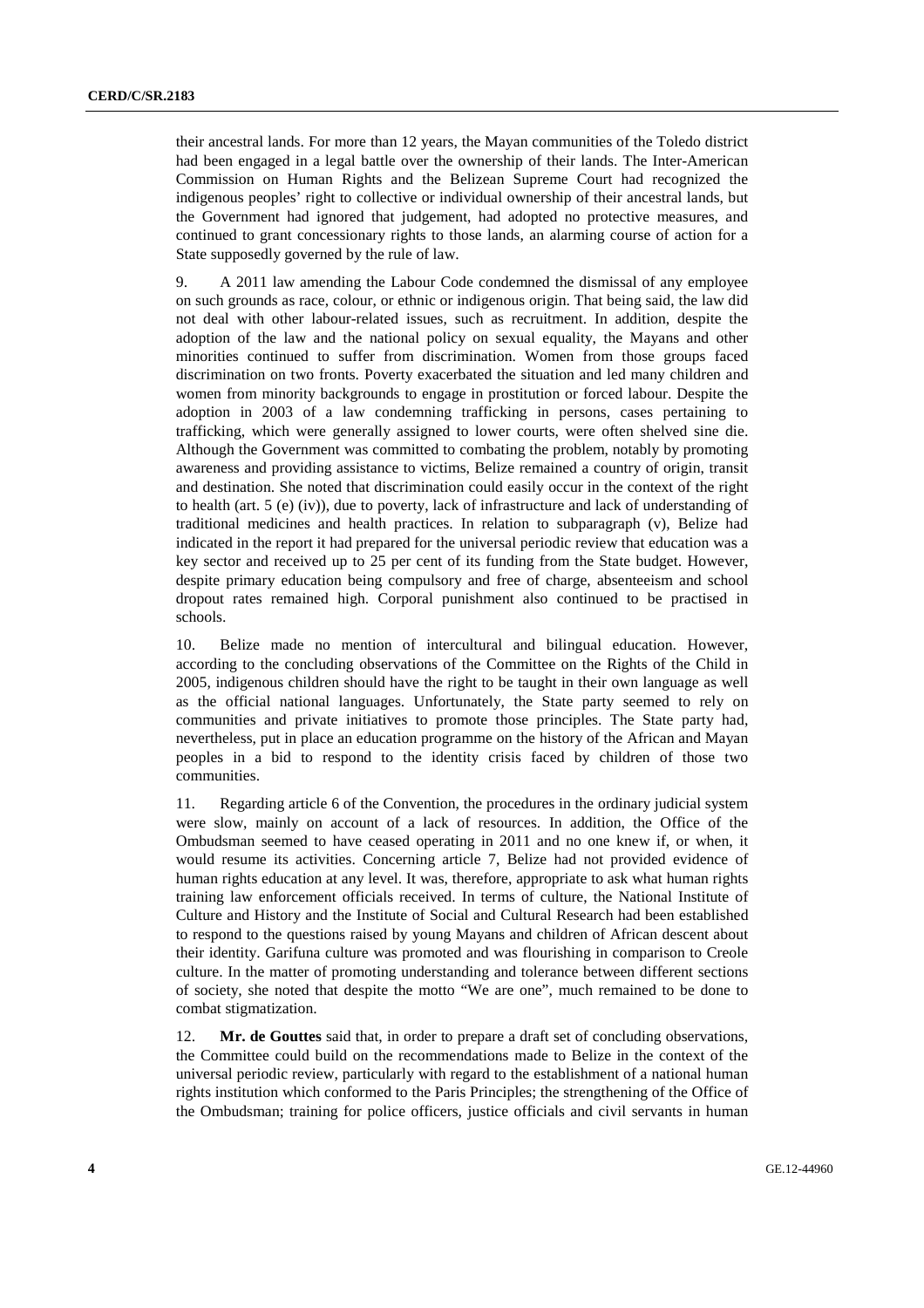their ancestral lands. For more than 12 years, the Mayan communities of the Toledo district had been engaged in a legal battle over the ownership of their lands. The Inter-American Commission on Human Rights and the Belizean Supreme Court had recognized the indigenous peoples' right to collective or individual ownership of their ancestral lands, but the Government had ignored that judgement, had adopted no protective measures, and continued to grant concessionary rights to those lands, an alarming course of action for a State supposedly governed by the rule of law.

9. A 2011 law amending the Labour Code condemned the dismissal of any employee on such grounds as race, colour, or ethnic or indigenous origin. That being said, the law did not deal with other labour-related issues, such as recruitment. In addition, despite the adoption of the law and the national policy on sexual equality, the Mayans and other minorities continued to suffer from discrimination. Women from those groups faced discrimination on two fronts. Poverty exacerbated the situation and led many children and women from minority backgrounds to engage in prostitution or forced labour. Despite the adoption in 2003 of a law condemning trafficking in persons, cases pertaining to trafficking, which were generally assigned to lower courts, were often shelved sine die. Although the Government was committed to combating the problem, notably by promoting awareness and providing assistance to victims, Belize remained a country of origin, transit and destination. She noted that discrimination could easily occur in the context of the right to health (art. 5 (e) (iv)), due to poverty, lack of infrastructure and lack of understanding of traditional medicines and health practices. In relation to subparagraph (v), Belize had indicated in the report it had prepared for the universal periodic review that education was a key sector and received up to 25 per cent of its funding from the State budget. However, despite primary education being compulsory and free of charge, absenteeism and school dropout rates remained high. Corporal punishment also continued to be practised in schools.

10. Belize made no mention of intercultural and bilingual education. However, according to the concluding observations of the Committee on the Rights of the Child in 2005, indigenous children should have the right to be taught in their own language as well as the official national languages. Unfortunately, the State party seemed to rely on communities and private initiatives to promote those principles. The State party had, nevertheless, put in place an education programme on the history of the African and Mayan peoples in a bid to respond to the identity crisis faced by children of those two communities.

11. Regarding article 6 of the Convention, the procedures in the ordinary judicial system were slow, mainly on account of a lack of resources. In addition, the Office of the Ombudsman seemed to have ceased operating in 2011 and no one knew if, or when, it would resume its activities. Concerning article 7, Belize had not provided evidence of human rights education at any level. It was, therefore, appropriate to ask what human rights training law enforcement officials received. In terms of culture, the National Institute of Culture and History and the Institute of Social and Cultural Research had been established to respond to the questions raised by young Mayans and children of African descent about their identity. Garifuna culture was promoted and was flourishing in comparison to Creole culture. In the matter of promoting understanding and tolerance between different sections of society, she noted that despite the motto "We are one", much remained to be done to combat stigmatization.

12. **Mr. de Gouttes** said that, in order to prepare a draft set of concluding observations, the Committee could build on the recommendations made to Belize in the context of the universal periodic review, particularly with regard to the establishment of a national human rights institution which conformed to the Paris Principles; the strengthening of the Office of the Ombudsman; training for police officers, justice officials and civil servants in human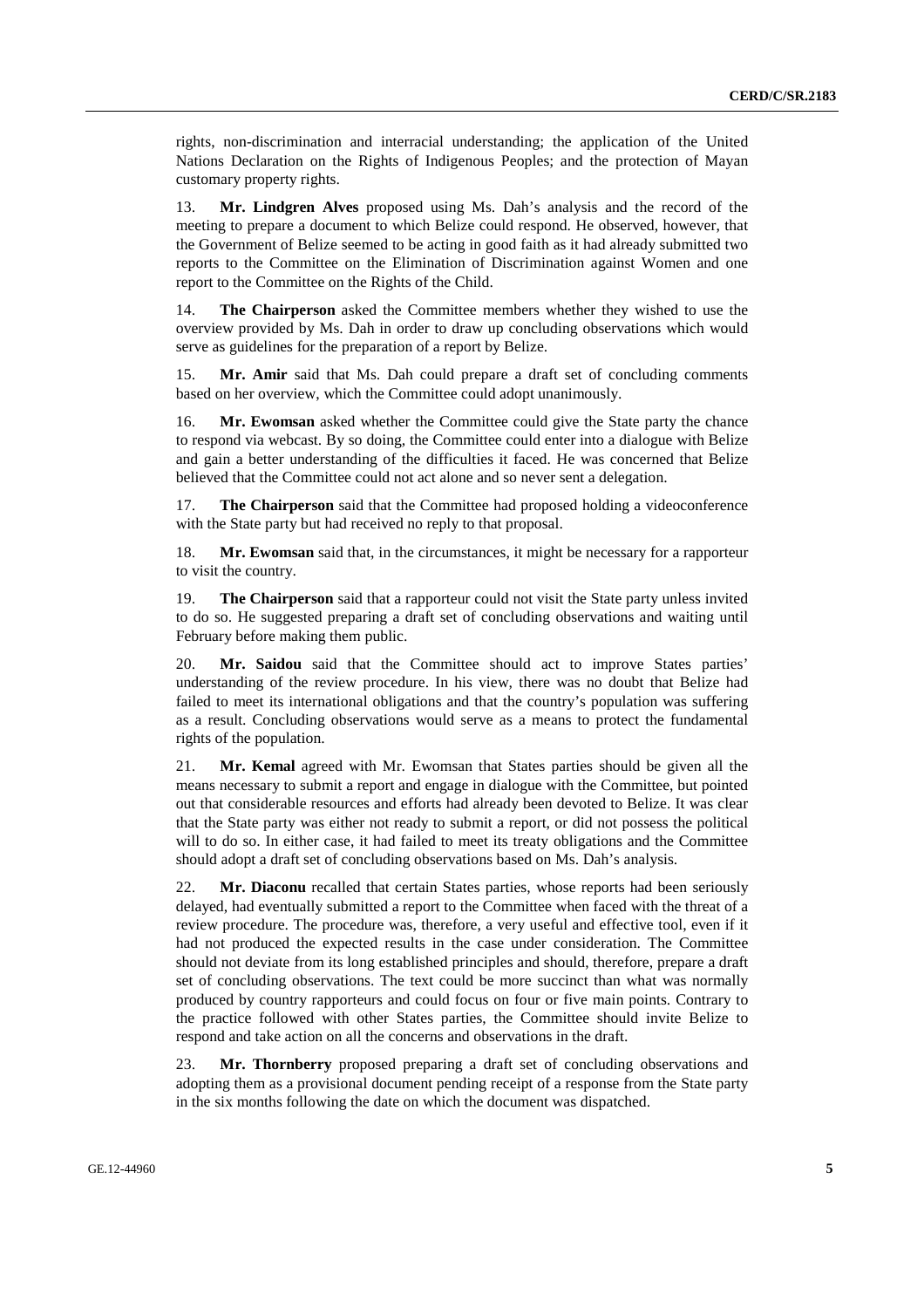rights, non-discrimination and interracial understanding; the application of the United Nations Declaration on the Rights of Indigenous Peoples; and the protection of Mayan customary property rights.

13. **Mr. Lindgren Alves** proposed using Ms. Dah's analysis and the record of the meeting to prepare a document to which Belize could respond. He observed, however, that the Government of Belize seemed to be acting in good faith as it had already submitted two reports to the Committee on the Elimination of Discrimination against Women and one report to the Committee on the Rights of the Child.

14. **The Chairperson** asked the Committee members whether they wished to use the overview provided by Ms. Dah in order to draw up concluding observations which would serve as guidelines for the preparation of a report by Belize.

15. **Mr. Amir** said that Ms. Dah could prepare a draft set of concluding comments based on her overview, which the Committee could adopt unanimously.

16. **Mr. Ewomsan** asked whether the Committee could give the State party the chance to respond via webcast. By so doing, the Committee could enter into a dialogue with Belize and gain a better understanding of the difficulties it faced. He was concerned that Belize believed that the Committee could not act alone and so never sent a delegation.

17. **The Chairperson** said that the Committee had proposed holding a videoconference with the State party but had received no reply to that proposal.

18. **Mr. Ewomsan** said that, in the circumstances, it might be necessary for a rapporteur to visit the country.

19. **The Chairperson** said that a rapporteur could not visit the State party unless invited to do so. He suggested preparing a draft set of concluding observations and waiting until February before making them public.

20. **Mr. Saidou** said that the Committee should act to improve States parties' understanding of the review procedure. In his view, there was no doubt that Belize had failed to meet its international obligations and that the country's population was suffering as a result. Concluding observations would serve as a means to protect the fundamental rights of the population.

21. **Mr. Kemal** agreed with Mr. Ewomsan that States parties should be given all the means necessary to submit a report and engage in dialogue with the Committee, but pointed out that considerable resources and efforts had already been devoted to Belize. It was clear that the State party was either not ready to submit a report, or did not possess the political will to do so. In either case, it had failed to meet its treaty obligations and the Committee should adopt a draft set of concluding observations based on Ms. Dah's analysis.

22. **Mr. Diaconu** recalled that certain States parties, whose reports had been seriously delayed, had eventually submitted a report to the Committee when faced with the threat of a review procedure. The procedure was, therefore, a very useful and effective tool, even if it had not produced the expected results in the case under consideration. The Committee should not deviate from its long established principles and should, therefore, prepare a draft set of concluding observations. The text could be more succinct than what was normally produced by country rapporteurs and could focus on four or five main points. Contrary to the practice followed with other States parties, the Committee should invite Belize to respond and take action on all the concerns and observations in the draft.

23. **Mr. Thornberry** proposed preparing a draft set of concluding observations and adopting them as a provisional document pending receipt of a response from the State party in the six months following the date on which the document was dispatched.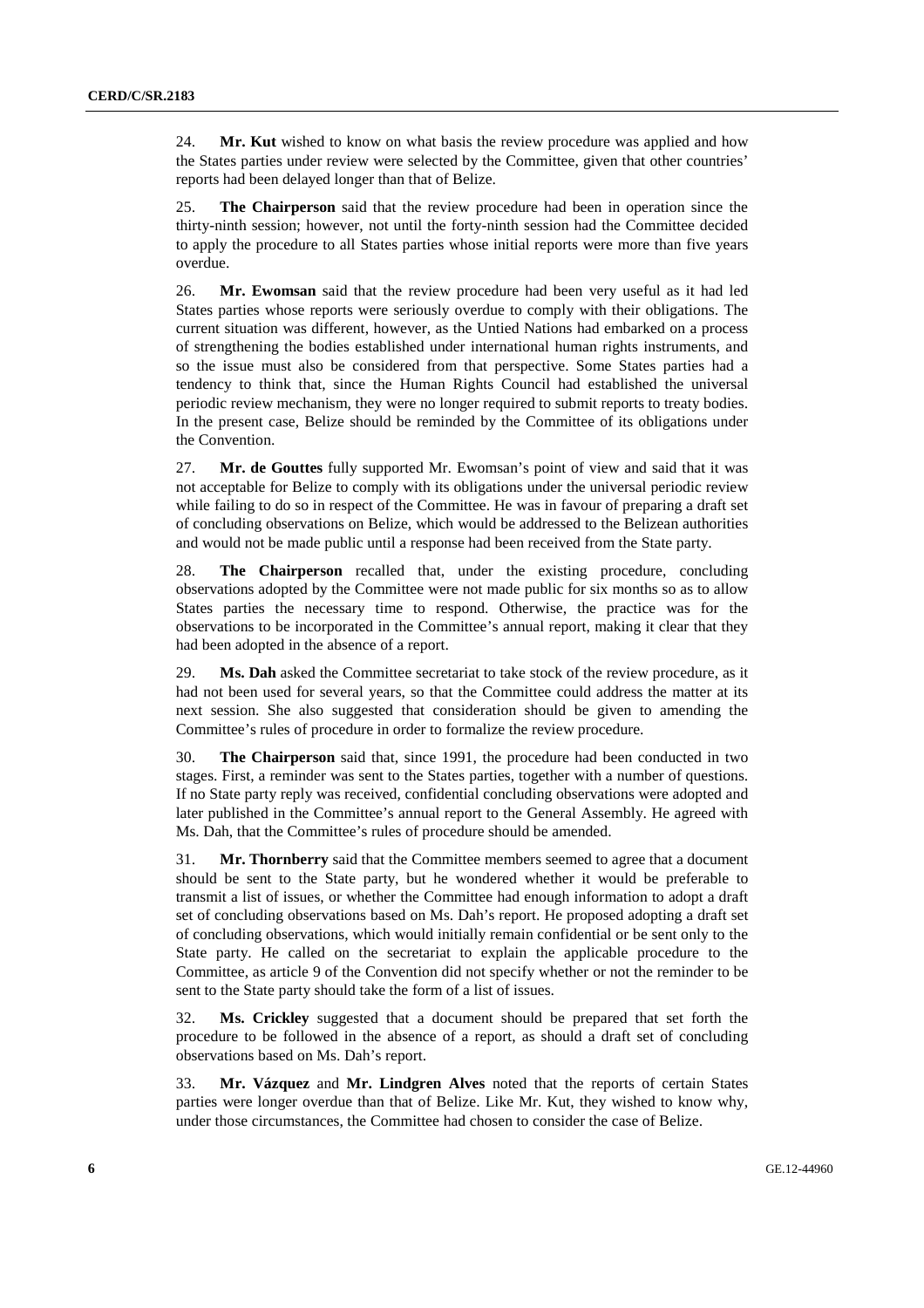24. **Mr. Kut** wished to know on what basis the review procedure was applied and how the States parties under review were selected by the Committee, given that other countries' reports had been delayed longer than that of Belize.

25. **The Chairperson** said that the review procedure had been in operation since the thirty-ninth session; however, not until the forty-ninth session had the Committee decided to apply the procedure to all States parties whose initial reports were more than five years overdue.

26. **Mr. Ewomsan** said that the review procedure had been very useful as it had led States parties whose reports were seriously overdue to comply with their obligations. The current situation was different, however, as the Untied Nations had embarked on a process of strengthening the bodies established under international human rights instruments, and so the issue must also be considered from that perspective. Some States parties had a tendency to think that, since the Human Rights Council had established the universal periodic review mechanism, they were no longer required to submit reports to treaty bodies. In the present case, Belize should be reminded by the Committee of its obligations under the Convention.

27. **Mr. de Gouttes** fully supported Mr. Ewomsan's point of view and said that it was not acceptable for Belize to comply with its obligations under the universal periodic review while failing to do so in respect of the Committee. He was in favour of preparing a draft set of concluding observations on Belize, which would be addressed to the Belizean authorities and would not be made public until a response had been received from the State party.

28. **The Chairperson** recalled that, under the existing procedure, concluding observations adopted by the Committee were not made public for six months so as to allow States parties the necessary time to respond. Otherwise, the practice was for the observations to be incorporated in the Committee's annual report, making it clear that they had been adopted in the absence of a report.

29. **Ms. Dah** asked the Committee secretariat to take stock of the review procedure, as it had not been used for several years, so that the Committee could address the matter at its next session. She also suggested that consideration should be given to amending the Committee's rules of procedure in order to formalize the review procedure.

30. **The Chairperson** said that, since 1991, the procedure had been conducted in two stages. First, a reminder was sent to the States parties, together with a number of questions. If no State party reply was received, confidential concluding observations were adopted and later published in the Committee's annual report to the General Assembly. He agreed with Ms. Dah, that the Committee's rules of procedure should be amended.

31. **Mr. Thornberry** said that the Committee members seemed to agree that a document should be sent to the State party, but he wondered whether it would be preferable to transmit a list of issues, or whether the Committee had enough information to adopt a draft set of concluding observations based on Ms. Dah's report. He proposed adopting a draft set of concluding observations, which would initially remain confidential or be sent only to the State party. He called on the secretariat to explain the applicable procedure to the Committee, as article 9 of the Convention did not specify whether or not the reminder to be sent to the State party should take the form of a list of issues.

32. **Ms. Crickley** suggested that a document should be prepared that set forth the procedure to be followed in the absence of a report, as should a draft set of concluding observations based on Ms. Dah's report.

33. **Mr. Vázquez** and **Mr. Lindgren Alves** noted that the reports of certain States parties were longer overdue than that of Belize. Like Mr. Kut, they wished to know why, under those circumstances, the Committee had chosen to consider the case of Belize.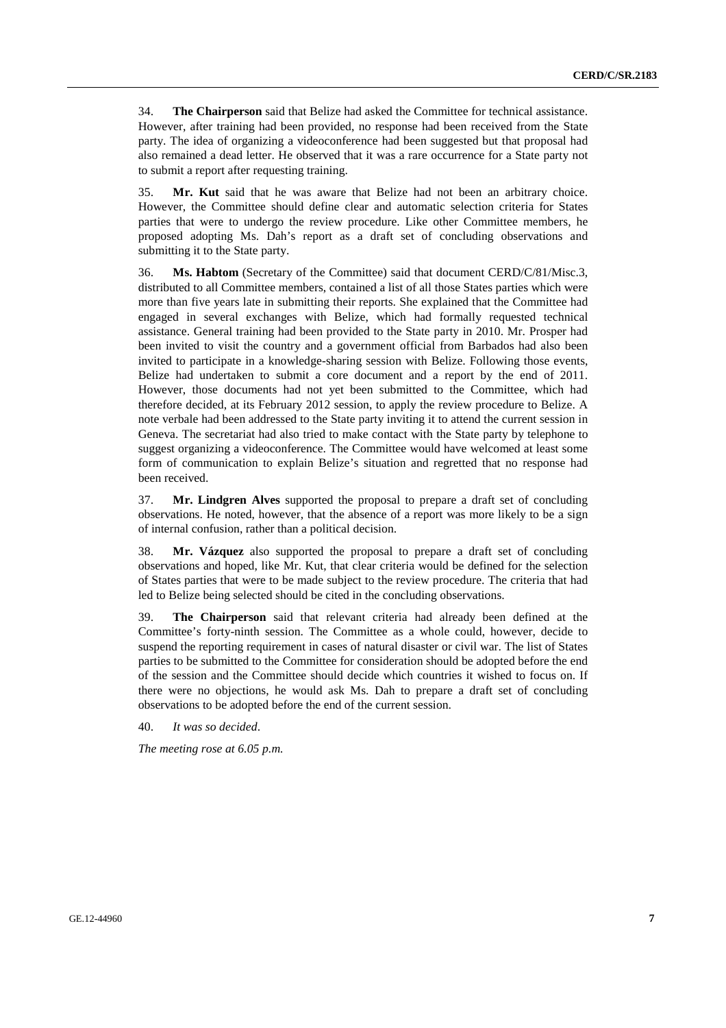34. **The Chairperson** said that Belize had asked the Committee for technical assistance. However, after training had been provided, no response had been received from the State party. The idea of organizing a videoconference had been suggested but that proposal had also remained a dead letter. He observed that it was a rare occurrence for a State party not to submit a report after requesting training.

35. **Mr. Kut** said that he was aware that Belize had not been an arbitrary choice. However, the Committee should define clear and automatic selection criteria for States parties that were to undergo the review procedure. Like other Committee members, he proposed adopting Ms. Dah's report as a draft set of concluding observations and submitting it to the State party.

36. **Ms. Habtom** (Secretary of the Committee) said that document CERD/C/81/Misc.3, distributed to all Committee members, contained a list of all those States parties which were more than five years late in submitting their reports. She explained that the Committee had engaged in several exchanges with Belize, which had formally requested technical assistance. General training had been provided to the State party in 2010. Mr. Prosper had been invited to visit the country and a government official from Barbados had also been invited to participate in a knowledge-sharing session with Belize. Following those events, Belize had undertaken to submit a core document and a report by the end of 2011. However, those documents had not yet been submitted to the Committee, which had therefore decided, at its February 2012 session, to apply the review procedure to Belize. A note verbale had been addressed to the State party inviting it to attend the current session in Geneva. The secretariat had also tried to make contact with the State party by telephone to suggest organizing a videoconference. The Committee would have welcomed at least some form of communication to explain Belize's situation and regretted that no response had been received.

37. **Mr. Lindgren Alves** supported the proposal to prepare a draft set of concluding observations. He noted, however, that the absence of a report was more likely to be a sign of internal confusion, rather than a political decision.

38. **Mr. Vázquez** also supported the proposal to prepare a draft set of concluding observations and hoped, like Mr. Kut, that clear criteria would be defined for the selection of States parties that were to be made subject to the review procedure. The criteria that had led to Belize being selected should be cited in the concluding observations.

39. **The Chairperson** said that relevant criteria had already been defined at the Committee's forty-ninth session. The Committee as a whole could, however, decide to suspend the reporting requirement in cases of natural disaster or civil war. The list of States parties to be submitted to the Committee for consideration should be adopted before the end of the session and the Committee should decide which countries it wished to focus on. If there were no objections, he would ask Ms. Dah to prepare a draft set of concluding observations to be adopted before the end of the current session.

40. *It was so decided*.

*The meeting rose at 6.05 p.m.*